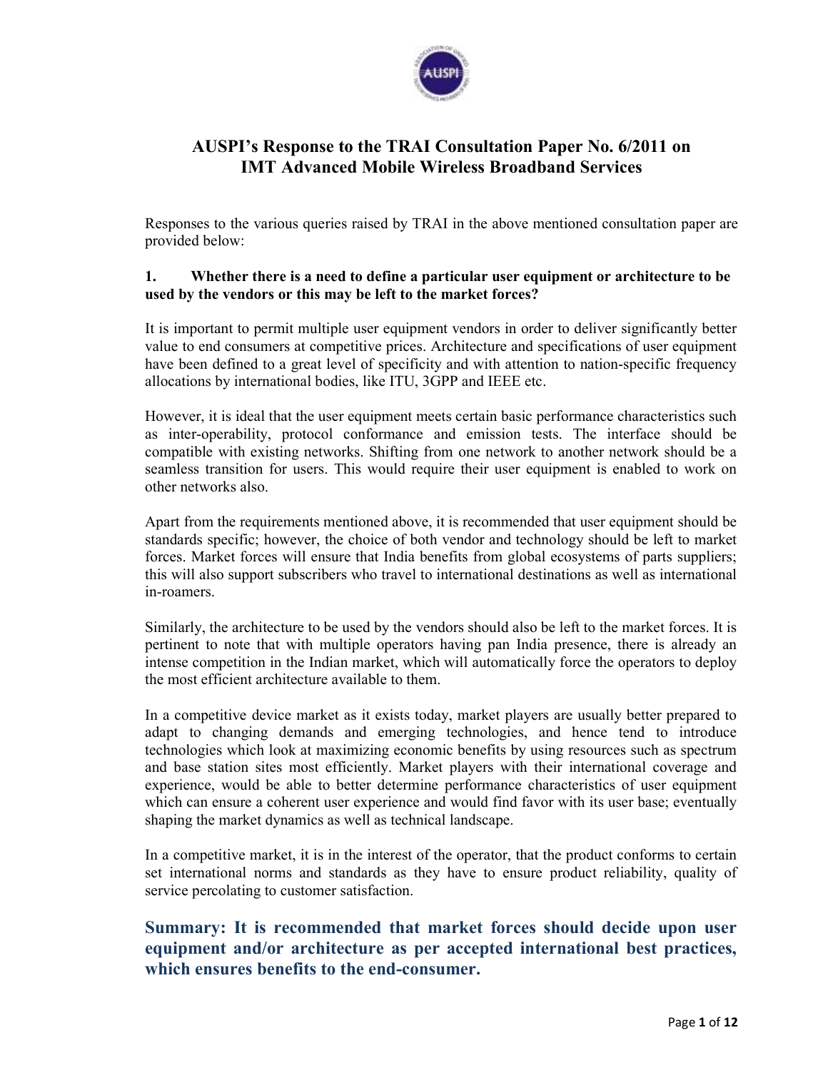# AUSPI's Response to the TRAI Consultation Paper No. 6/2011 on IMT Advanced Mobile Wireless Broadband Services

Responses to the various queries raised by TRAI in the above mentioned consultation paper are provided below:

**1. Whether there is a need to define a particular user equipment or architecture to be used by the vendors or this may be left to the market forces?**

It is important to permit multiple user equipment vendors in order to deliver significantly better value to end consumers at competitive prices. Architecture and specifications of user equipment have been defined to a great level of specificity and with attention to nation-specific frequency allocations by international bodies, like ITU, 3GPP and IEEE etc.

However, it is ideal that the user equipment meets certain basic performance characteristics such as inter-operability, protocol conformance and emission tests. The interface should be compatible with existing networks. Shifting from one network to another network should be a seamless transition for users. This would require their user equipment is enabled to work on other networks also.

Apart from the requirements mentioned above, it is recommended that user equipment should be standards specific; however, the choice of both vendor and technology should be left to market forces. Market forces will ensure that India benefits from global ecosystems of parts suppliers; this will also support subscribers who travel to international destinations as well as international in-roamers.

Similarly, the architecture to be used by the vendors should also be left to the market forces. It is pertinent to note that with multiple operators having pan India presence, there is already an intense competition in the Indian market, which will automatically force the operators to deploy the most efficient architecture available to them.

In a competitive device market as it exists today, market players are usually better prepared to adapt to changing demands and emerging technologies, and hence tend to introduce technologies which look at maximizing economic benefits by using resources such as spectrum and base station sites most efficiently. Market players with their international coverage and experience, would be able to better determine performance characteristics of user equipment which can ensure a coherent user experience and would find favor with its user base; eventually shaping the market dynamics as well as technical landscape.

In a competitive market, it is in the interest of the operator, that the product conforms to certain set international norms and standards as they have to ensure product reliability, quality of service percolating to customer satisfaction.

**Summary: It is recommended that market forces should decide upon user equipment and/or architecture as per accepted international best practices, which ensures benefits to the end-consumer.**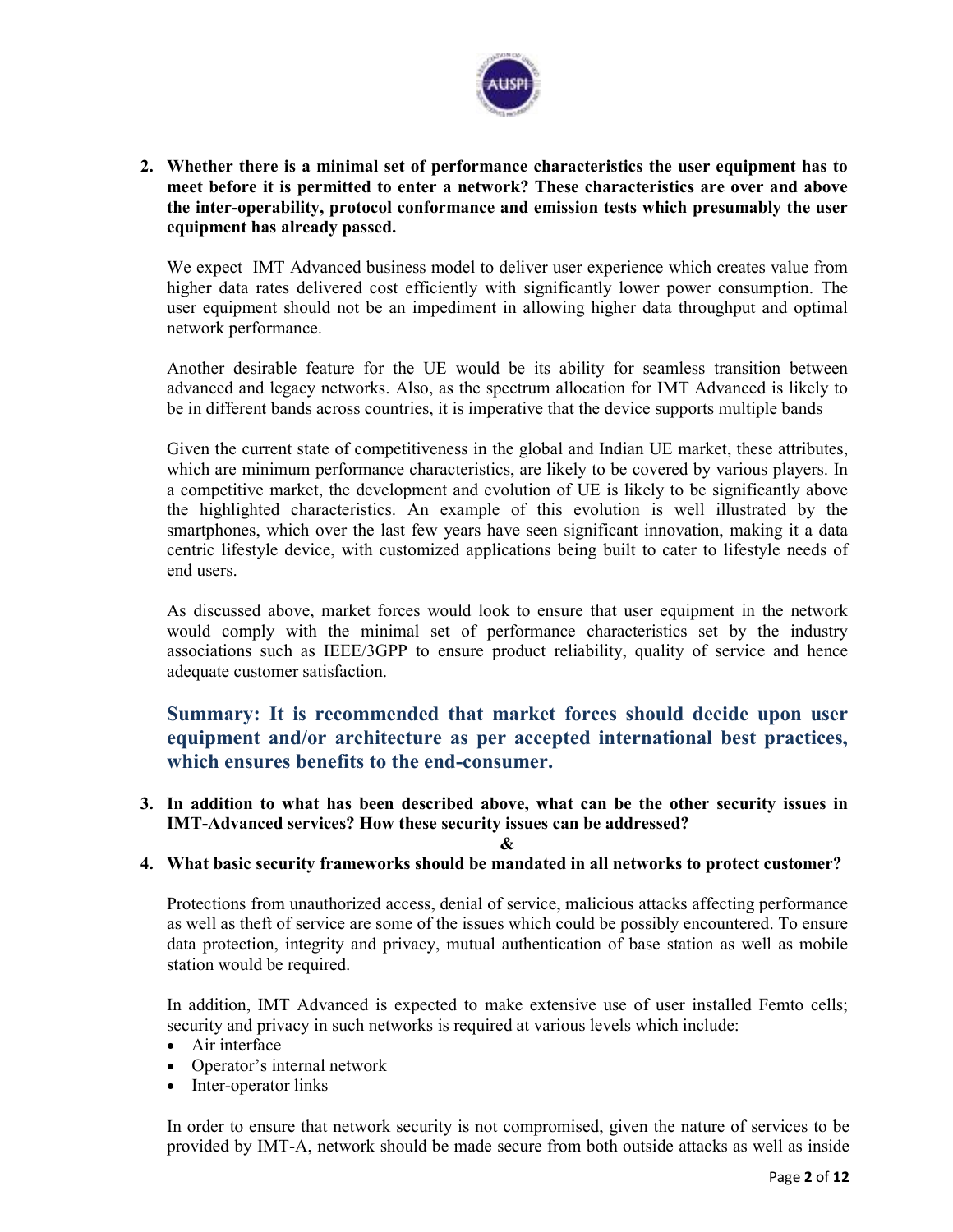**2. Whether there is a minimal set of performance characteristics the user equipment has to meet before it is permitted to enter a network? These characteristics are over and above the inter-operability, protocol conformance and emission tests which presumably the user equipment has already passed.**

We expect IMT Advanced business model to deliver user experience which creates value from higher data rates delivered cost efficiently with significantly lower power consumption. The user equipment should not be an impediment in allowing higher data throughput and optimal network performance.

Another desirable feature for the UE would be its ability for seamless transition between advanced and legacy networks. Also, as the spectrum allocation for IMT Advanced is likely to be in different bands across countries, it is imperative that the device supports multiple bands

Given the current state of competitiveness in the global and Indian UE market, these attributes, which are minimum performance characteristics, are likely to be covered by various players. In a competitive market, the development and evolution of UE is likely to be significantly above the highlighted characteristics. An example of this evolution is well illustrated by the smartphones, which over the last few years have seen significant innovation, making it a data centric lifestyle device, with customized applications being built to cater to lifestyle needs of end users.

As discussed above, market forces would look to ensure that user equipment in the network would comply with the minimal set of performance characteristics set by the industry associations such as IEEE/3GPP to ensure product reliability, quality of service and hence adequate customer satisfaction.

**Summary: It is recommended that market forces should decide upon user equipment and/or architecture as per accepted international best practices, which ensures benefits to the end-consumer.**

**3. In addition to what has been described above, what can be the other security issues in IMT-Advanced services? How these security issues can be addressed?**

**&**

**4. What basic security frameworks should be mandated in all networks to protect customer?**

Protections from unauthorized access, denial of service, malicious attacks affecting performance as well as theft of service are some of the issues which could be possibly encountered. To ensure data protection, integrity and privacy, mutual authentication of base station as well as mobile station would be required.

In addition, IMT Advanced is expected to make extensive use of user installed Femto cells; security and privacy in such networks is required at various levels which include:

- Air interface
- Operator's internal network
- Inter-operator links

In order to ensure that network security is not compromised, given the nature of services to be provided by IMT-A, network should be made secure from both outside attacks as well as inside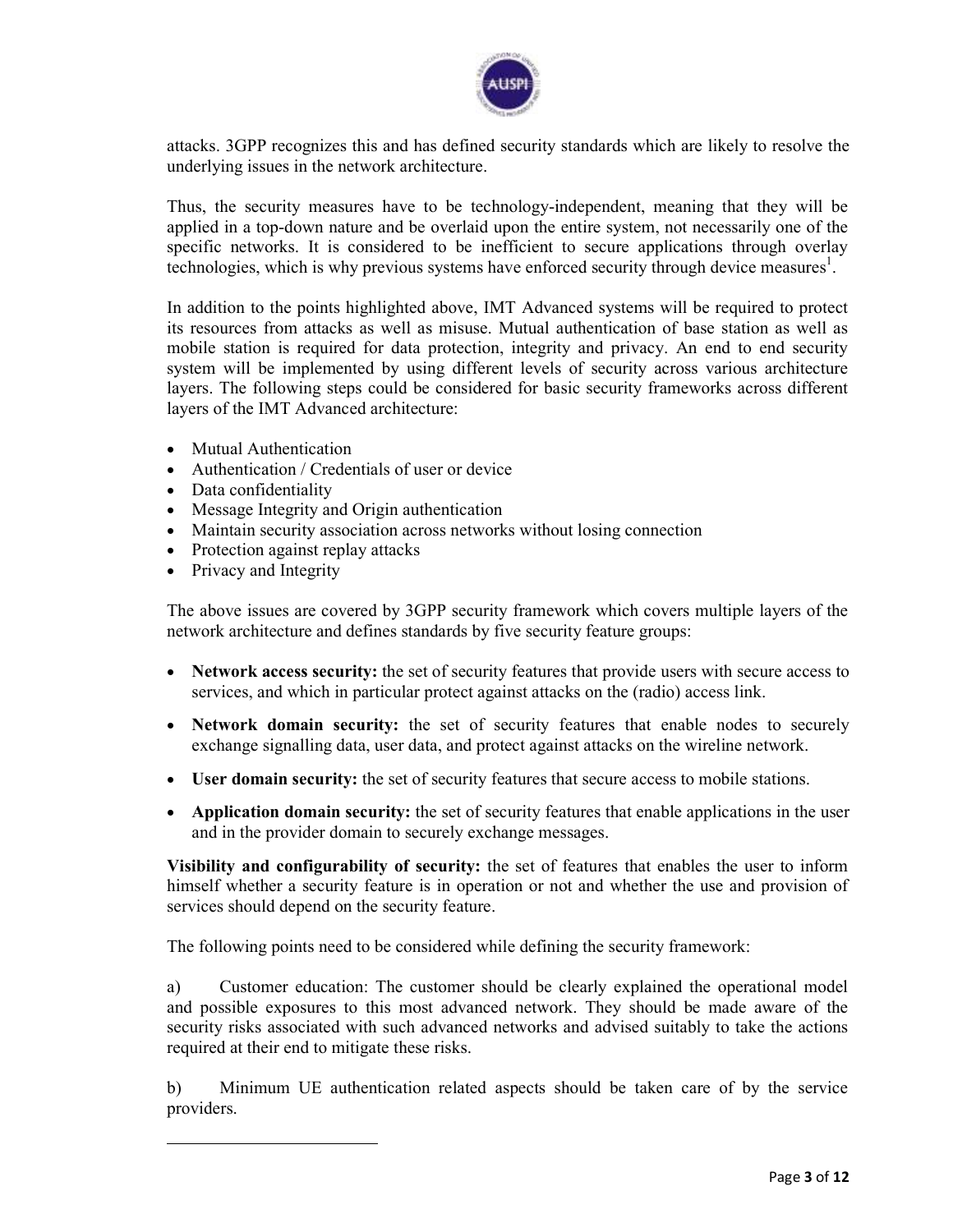attacks. 3GPP recognizes this and has defined security standards which are likely to resolve the underlying issues in the network architecture.

Thus, the security measures have to be technology-independent, meaning that they will be applied in a top-down nature and be overlaid upon the entire system, not necessarily one of the specific networks. It is considered to be inefficient to secure applications through overlay technologies, which is why previous systems have enforced security through device measures[1].

In addition to the points highlighted above, IMT Advanced systems will be required to protect its resources from attacks as well as misuse. Mutual authentication of base station as well as mobile station is required for data protection, integrity and privacy. An end to end security system will be implemented by using different levels of security across various architecture layers. The following steps could be considered for basic security frameworks across different layers of the IMT Advanced architecture:

- Mutual Authentication
- Authentication / Credentials of user or device
- Data confidentiality
- Message Integrity and Origin authentication
- Maintain security association across networks without losing connection
- Protection against replay attacks
- Privacy and Integrity

The above issues are covered by 3GPP security framework which covers multiple layers of the network architecture and defines standards by five security feature groups:

- **Network access security:** the set of security features that provide users with secure access to services, and which in particular protect against attacks on the (radio) access link.
- **Network domain security:** the set of security features that enable nodes to securely exchange signalling data, user data, and protect against attacks on the wireline network.
- **User domain security:** the set of security features that secure access to mobile stations.
- **Application domain security:** the set of security features that enable applications in the user and in the provider domain to securely exchange messages.

**Visibility and configurability of security:** the set of features that enables the user to inform himself whether a security feature is in operation or not and whether the use and provision of services should depend on the security feature.

The following points need to be considered while defining the security framework:

a) Customer education: The customer should be clearly explained the operational model and possible exposures to this most advanced network. They should be made aware of the security risks associated with such advanced networks and advised suitably to take the actions required at their end to mitigate these risks.

b) Minimum UE authentication related aspects should be taken care of by the service providers.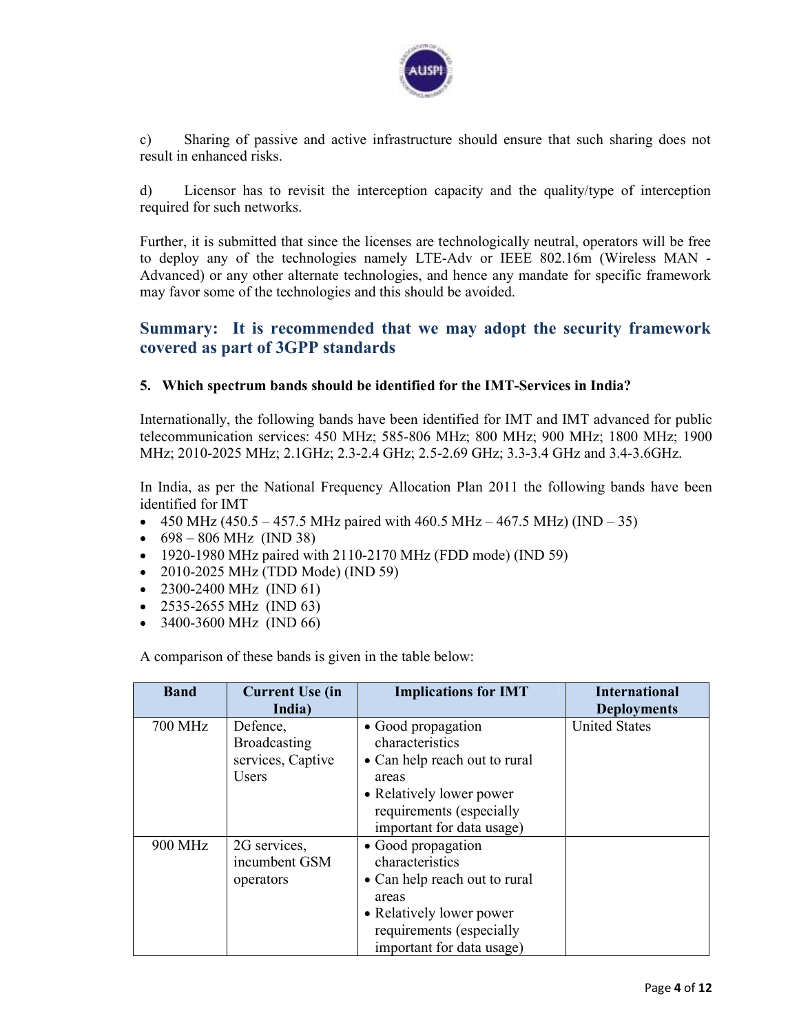c) Sharing of passive and active infrastructure should ensure that such sharing does not result in enhanced risks.

d) Licensor has to revisit the interception capacity and the quality/type of interception required for such networks.

Further, it is submitted that since the licenses are technologically neutral, operators will be free to deploy any of the technologies namely LTE-Adv or IEEE 802.16m (Wireless MAN - Advanced) or any other alternate technologies, and hence any mandate for specific framework may favor some of the technologies and this should be avoided.

## Summary: It is recommended that we may adopt the security framework covered as part of 3GPP standards

**5. Which spectrum bands should be identified for the IMT-Services in India?**

Internationally, the following bands have been identified for IMT and IMT advanced for public telecommunication services: 450 MHz; 585-806 MHz; 800 MHz; 900 MHz; 1800 MHz; 1900 MHz; 2010-2025 MHz; 2.1GHz; 2.3-2.4 GHz; 2.5-2.69 GHz; 3.3-3.4 GHz and 3.4-3.6GHz.

In India, as per the National Frequency Allocation Plan 2011 the following bands have been identified for IMT

- 450 MHz (450.5 – 457.5 MHz paired with 460.5 MHz – 467.5 MHz) (IND – 35)
- 698 – 806 MHz (IND 38)
- 1920-1980 MHz paired with 2110-2170 MHz (FDD mode) (IND 59)
- 2010-2025 MHz (TDD Mode) (IND 59)
- 2300-2400 MHz (IND 61)
- 2535-2655 MHz (IND 63)
- 3400-3600 MHz (IND 66)

A comparison of these bands is given in the table below:

| Band | Current Use (in India) | Implications for IMT | International Deployments |
|---|---|---|---|
| 700 MHz | Defence, Broadcasting services, Captive Users | • Good propagation characteristics<br>• Can help reach out to rural areas<br>• Relatively lower power requirements (especially important for data usage) | United States |
| 900 MHz | 2G services, incumbent GSM operators | • Good propagation characteristics<br>• Can help reach out to rural areas<br>• Relatively lower power requirements (especially important for data usage) | |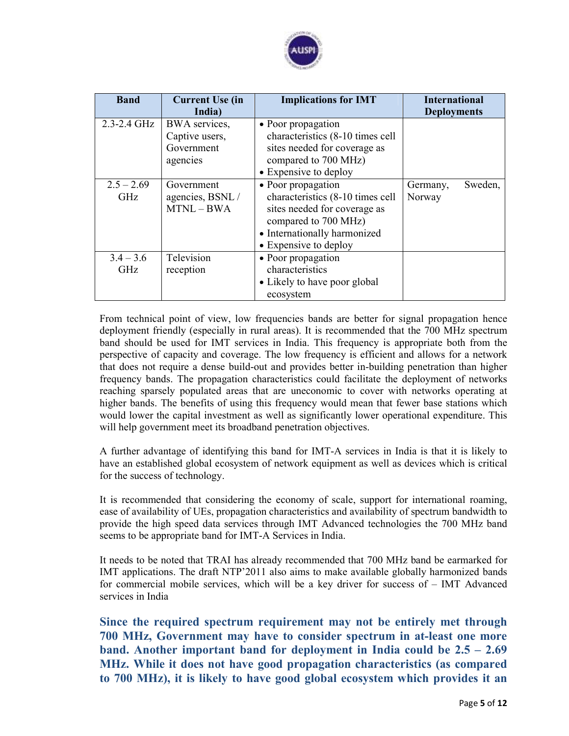| Band | Current Use (in India) | Implications for IMT | International Deployments |
|---|---|---|---|
| 2.3-2.4 GHz | BWA services, Captive users, Government agencies | • Poor propagation characteristics (8-10 times cell sites needed for coverage as compared to 700 MHz)<br>• Expensive to deploy | |
| 2.5 – 2.69 GHz | Government agencies, BSNL / MTNL – BWA | • Poor propagation characteristics (8-10 times cell sites needed for coverage as compared to 700 MHz)<br>• Internationally harmonized<br>• Expensive to deploy | Germany, Sweden, Norway |
| 3.4 – 3.6 GHz | Television reception | • Poor propagation characteristics<br>• Likely to have poor global ecosystem | |

From technical point of view, low frequencies bands are better for signal propagation hence deployment friendly (especially in rural areas). It is recommended that the 700 MHz spectrum band should be used for IMT services in India. This frequency is appropriate both from the perspective of capacity and coverage. The low frequency is efficient and allows for a network that does not require a dense build-out and provides better in-building penetration than higher frequency bands. The propagation characteristics could facilitate the deployment of networks reaching sparsely populated areas that are uneconomic to cover with networks operating at higher bands. The benefits of using this frequency would mean that fewer base stations which would lower the capital investment as well as significantly lower operational expenditure. This will help government meet its broadband penetration objectives.

A further advantage of identifying this band for IMT-A services in India is that it is likely to have an established global ecosystem of network equipment as well as devices which is critical for the success of technology.

It is recommended that considering the economy of scale, support for international roaming, ease of availability of UEs, propagation characteristics and availability of spectrum bandwidth to provide the high speed data services through IMT Advanced technologies the 700 MHz band seems to be appropriate band for IMT-A Services in India.

It needs to be noted that TRAI has already recommended that 700 MHz band be earmarked for IMT applications. The draft NTP'2011 also aims to make available globally harmonized bands for commercial mobile services, which will be a key driver for success of – IMT Advanced services in India

**Since the required spectrum requirement may not be entirely met through 700 MHz, Government may have to consider spectrum in at-least one more band. Another important band for deployment in India could be 2.5 – 2.69 MHz. While it does not have good propagation characteristics (as compared to 700 MHz), it is likely to have good global ecosystem which provides it an**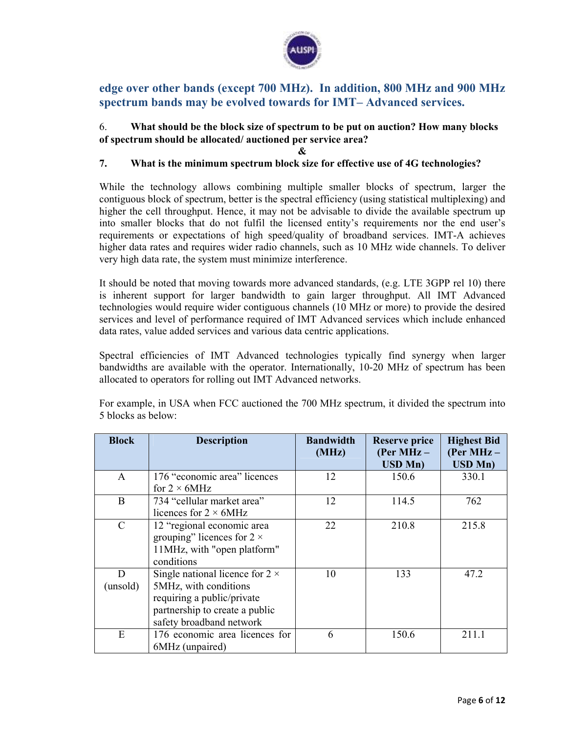**edge over other bands (except 700 MHz). In addition, 800 MHz and 900 MHz spectrum bands may be evolved towards for IMT– Advanced services.**

6. **What should be the block size of spectrum to be put on auction? How many blocks of spectrum should be allocated/ auctioned per service area?**

**&**

7. **What is the minimum spectrum block size for effective use of 4G technologies?**

While the technology allows combining multiple smaller blocks of spectrum, larger the contiguous block of spectrum, better is the spectral efficiency (using statistical multiplexing) and higher the cell throughput. Hence, it may not be advisable to divide the available spectrum up into smaller blocks that do not fulfil the licensed entity's requirements nor the end user's requirements or expectations of high speed/quality of broadband services. IMT-A achieves higher data rates and requires wider radio channels, such as 10 MHz wide channels. To deliver very high data rate, the system must minimize interference.

It should be noted that moving towards more advanced standards, (e.g. LTE 3GPP rel 10) there is inherent support for larger bandwidth to gain larger throughput. All IMT Advanced technologies would require wider contiguous channels (10 MHz or more) to provide the desired services and level of performance required of IMT Advanced services which include enhanced data rates, value added services and various data centric applications.

Spectral efficiencies of IMT Advanced technologies typically find synergy when larger bandwidths are available with the operator. Internationally, 10-20 MHz of spectrum has been allocated to operators for rolling out IMT Advanced networks.

For example, in USA when FCC auctioned the 700 MHz spectrum, it divided the spectrum into 5 blocks as below:

| Block | Description | Bandwidth (MHz) | Reserve price (Per MHz – USD Mn) | Highest Bid (Per MHz – USD Mn) |
|---|---|---|---|---|
| A | 176 "economic area" licences for 2 × 6MHz | 12 | 150.6 | 330.1 |
| B | 734 "cellular market area" licences for 2 × 6MHz | 12 | 114.5 | 762 |
| C | 12 "regional economic area grouping" licences for 2 × 11MHz, with "open platform" conditions | 22 | 210.8 | 215.8 |
| D (unsold) | Single national licence for 2 × 5MHz, with conditions requiring a public/private partnership to create a public safety broadband network | 10 | 133 | 47.2 |
| E | 176 economic area licences for 6MHz (unpaired) | 6 | 150.6 | 211.1 |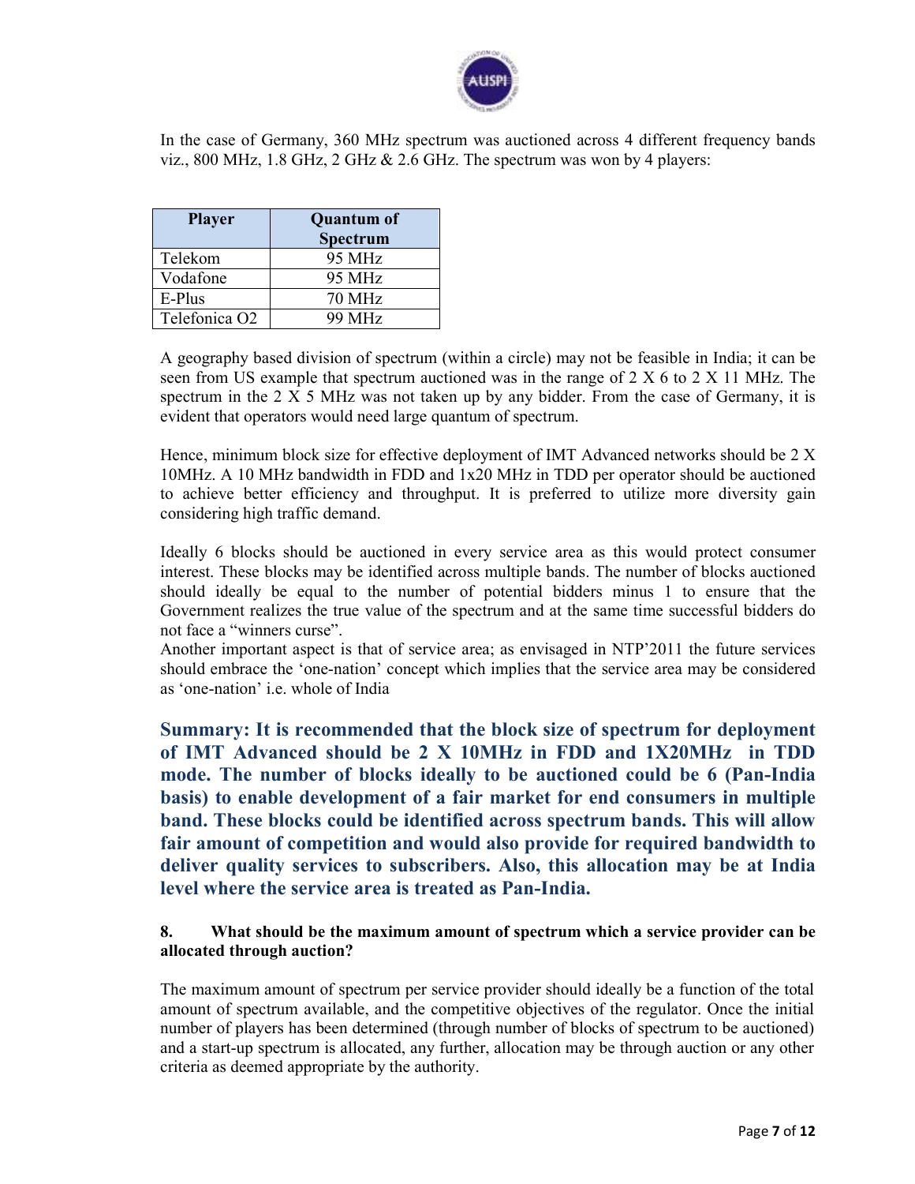In the case of Germany, 360 MHz spectrum was auctioned across 4 different frequency bands viz., 800 MHz, 1.8 GHz, 2 GHz & 2.6 GHz. The spectrum was won by 4 players:

| Player | Quantum of Spectrum |
|---|---|
| Telekom | 95 MHz |
| Vodafone | 95 MHz |
| E-Plus | 70 MHz |
| Telefonica O2 | 99 MHz |

A geography based division of spectrum (within a circle) may not be feasible in India; it can be seen from US example that spectrum auctioned was in the range of 2 X 6 to 2 X 11 MHz. The spectrum in the 2 X 5 MHz was not taken up by any bidder. From the case of Germany, it is evident that operators would need large quantum of spectrum.

Hence, minimum block size for effective deployment of IMT Advanced networks should be 2 X 10MHz. A 10 MHz bandwidth in FDD and 1x20 MHz in TDD per operator should be auctioned to achieve better efficiency and throughput. It is preferred to utilize more diversity gain considering high traffic demand.

Ideally 6 blocks should be auctioned in every service area as this would protect consumer interest. These blocks may be identified across multiple bands. The number of blocks auctioned should ideally be equal to the number of potential bidders minus 1 to ensure that the Government realizes the true value of the spectrum and at the same time successful bidders do not face a "winners curse".
Another important aspect is that of service area; as envisaged in NTP'2011 the future services should embrace the 'one-nation' concept which implies that the service area may be considered as 'one-nation' i.e. whole of India

**Summary: It is recommended that the block size of spectrum for deployment of IMT Advanced should be 2 X 10MHz in FDD and 1X20MHz in TDD mode. The number of blocks ideally to be auctioned could be 6 (Pan-India basis) to enable development of a fair market for end consumers in multiple band. These blocks could be identified across spectrum bands. This will allow fair amount of competition and would also provide for required bandwidth to deliver quality services to subscribers. Also, this allocation may be at India level where the service area is treated as Pan-India.**

**8. What should be the maximum amount of spectrum which a service provider can be allocated through auction?**

The maximum amount of spectrum per service provider should ideally be a function of the total amount of spectrum available, and the competitive objectives of the regulator. Once the initial number of players has been determined (through number of blocks of spectrum to be auctioned) and a start-up spectrum is allocated, any further, allocation may be through auction or any other criteria as deemed appropriate by the authority.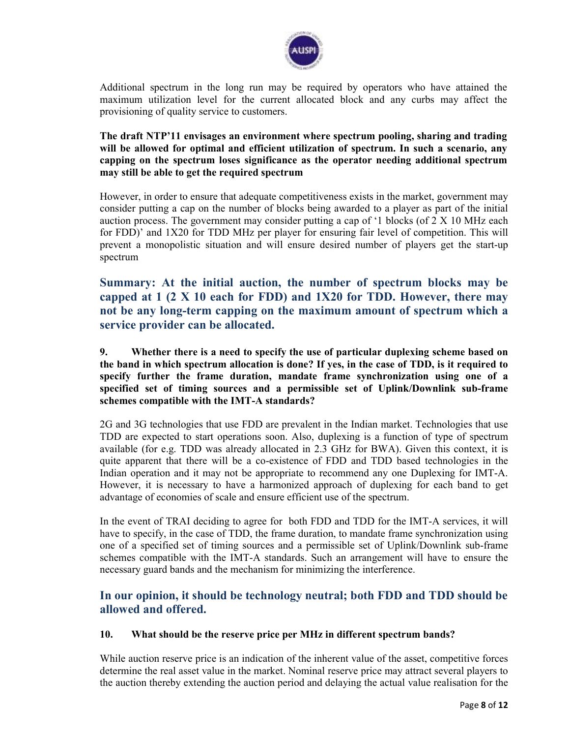Additional spectrum in the long run may be required by operators who have attained the maximum utilization level for the current allocated block and any curbs may affect the provisioning of quality service to customers.

**The draft NTP'11 envisages an environment where spectrum pooling, sharing and trading will be allowed for optimal and efficient utilization of spectrum. In such a scenario, any capping on the spectrum loses significance as the operator needing additional spectrum may still be able to get the required spectrum**

However, in order to ensure that adequate competitiveness exists in the market, government may consider putting a cap on the number of blocks being awarded to a player as part of the initial auction process. The government may consider putting a cap of '1 blocks (of 2 X 10 MHz each for FDD)' and 1X20 for TDD MHz per player for ensuring fair level of competition. This will prevent a monopolistic situation and will ensure desired number of players get the start-up spectrum

## Summary: At the initial auction, the number of spectrum blocks may be capped at 1 (2 X 10 each for FDD) and 1X20 for TDD. However, there may not be any long-term capping on the maximum amount of spectrum which a service provider can be allocated.

**9. Whether there is a need to specify the use of particular duplexing scheme based on the band in which spectrum allocation is done? If yes, in the case of TDD, is it required to specify further the frame duration, mandate frame synchronization using one of a specified set of timing sources and a permissible set of Uplink/Downlink sub-frame schemes compatible with the IMT-A standards?**

2G and 3G technologies that use FDD are prevalent in the Indian market. Technologies that use TDD are expected to start operations soon. Also, duplexing is a function of type of spectrum available (for e.g. TDD was already allocated in 2.3 GHz for BWA). Given this context, it is quite apparent that there will be a co-existence of FDD and TDD based technologies in the Indian operation and it may not be appropriate to recommend any one Duplexing for IMT-A. However, it is necessary to have a harmonized approach of duplexing for each band to get advantage of economies of scale and ensure efficient use of the spectrum.

In the event of TRAI deciding to agree for both FDD and TDD for the IMT-A services, it will have to specify, in the case of TDD, the frame duration, to mandate frame synchronization using one of a specified set of timing sources and a permissible set of Uplink/Downlink sub-frame schemes compatible with the IMT-A standards. Such an arrangement will have to ensure the necessary guard bands and the mechanism for minimizing the interference.

## In our opinion, it should be technology neutral; both FDD and TDD should be allowed and offered.

**10. What should be the reserve price per MHz in different spectrum bands?**

While auction reserve price is an indication of the inherent value of the asset, competitive forces determine the real asset value in the market. Nominal reserve price may attract several players to the auction thereby extending the auction period and delaying the actual value realisation for the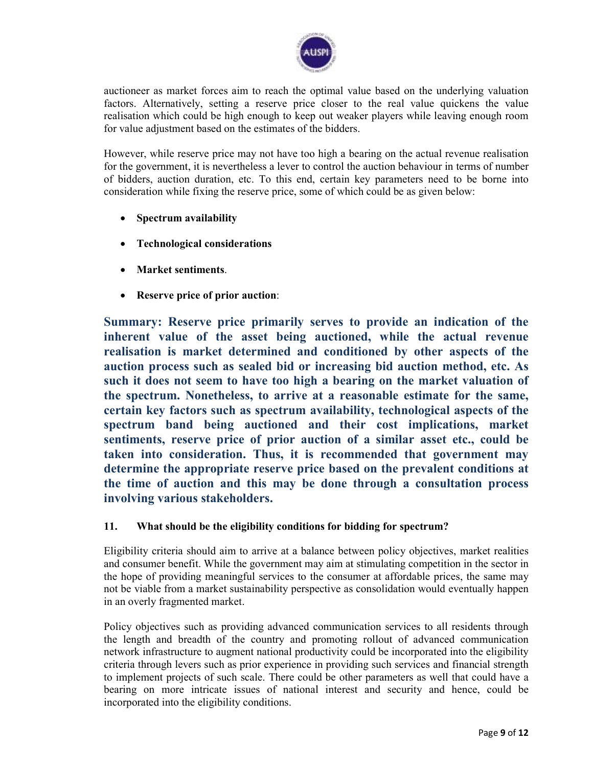auctioneer as market forces aim to reach the optimal value based on the underlying valuation factors. Alternatively, setting a reserve price closer to the real value quickens the value realisation which could be high enough to keep out weaker players while leaving enough room for value adjustment based on the estimates of the bidders.

However, while reserve price may not have too high a bearing on the actual revenue realisation for the government, it is nevertheless a lever to control the auction behaviour in terms of number of bidders, auction duration, etc. To this end, certain key parameters need to be borne into consideration while fixing the reserve price, some of which could be as given below:

- **Spectrum availability**
- **Technological considerations**
- **Market sentiments**.
- **Reserve price of prior auction**:

**Summary: Reserve price primarily serves to provide an indication of the inherent value of the asset being auctioned, while the actual revenue realisation is market determined and conditioned by other aspects of the auction process such as sealed bid or increasing bid auction method, etc. As such it does not seem to have too high a bearing on the market valuation of the spectrum. Nonetheless, to arrive at a reasonable estimate for the same, certain key factors such as spectrum availability, technological aspects of the spectrum band being auctioned and their cost implications, market sentiments, reserve price of prior auction of a similar asset etc., could be taken into consideration. Thus, it is recommended that government may determine the appropriate reserve price based on the prevalent conditions at the time of auction and this may be done through a consultation process involving various stakeholders.**

### 11. What should be the eligibility conditions for bidding for spectrum?

Eligibility criteria should aim to arrive at a balance between policy objectives, market realities and consumer benefit. While the government may aim at stimulating competition in the sector in the hope of providing meaningful services to the consumer at affordable prices, the same may not be viable from a market sustainability perspective as consolidation would eventually happen in an overly fragmented market.

Policy objectives such as providing advanced communication services to all residents through the length and breadth of the country and promoting rollout of advanced communication network infrastructure to augment national productivity could be incorporated into the eligibility criteria through levers such as prior experience in providing such services and financial strength to implement projects of such scale. There could be other parameters as well that could have a bearing on more intricate issues of national interest and security and hence, could be incorporated into the eligibility conditions.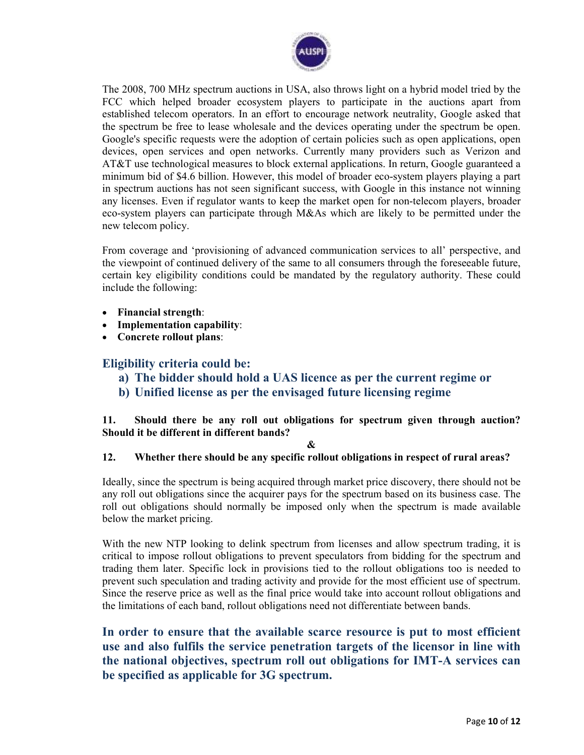The 2008, 700 MHz spectrum auctions in USA, also throws light on a hybrid model tried by the FCC which helped broader ecosystem players to participate in the auctions apart from established telecom operators. In an effort to encourage network neutrality, Google asked that the spectrum be free to lease wholesale and the devices operating under the spectrum be open. Google's specific requests were the adoption of certain policies such as open applications, open devices, open services and open networks. Currently many providers such as Verizon and AT&T use technological measures to block external applications. In return, Google guaranteed a minimum bid of $4.6 billion. However, this model of broader eco-system players playing a part in spectrum auctions has not seen significant success, with Google in this instance not winning any licenses. Even if regulator wants to keep the market open for non-telecom players, broader eco-system players can participate through M&As which are likely to be permitted under the new telecom policy.

From coverage and 'provisioning of advanced communication services to all' perspective, and the viewpoint of continued delivery of the same to all consumers through the foreseeable future, certain key eligibility conditions could be mandated by the regulatory authority. These could include the following:

- **Financial strength**:
- **Implementation capability**:
- **Concrete rollout plans**:

### Eligibility criteria could be:

**a) The bidder should hold a UAS licence as per the current regime or**

**b) Unified license as per the envisaged future licensing regime**

**11. Should there be any roll out obligations for spectrum given through auction? Should it be different in different bands?**

**&**

**12. Whether there should be any specific rollout obligations in respect of rural areas?**

Ideally, since the spectrum is being acquired through market price discovery, there should not be any roll out obligations since the acquirer pays for the spectrum based on its business case. The roll out obligations should normally be imposed only when the spectrum is made available below the market pricing.

With the new NTP looking to delink spectrum from licenses and allow spectrum trading, it is critical to impose rollout obligations to prevent speculators from bidding for the spectrum and trading them later. Specific lock in provisions tied to the rollout obligations too is needed to prevent such speculation and trading activity and provide for the most efficient use of spectrum. Since the reserve price as well as the final price would take into account rollout obligations and the limitations of each band, rollout obligations need not differentiate between bands.

**In order to ensure that the available scarce resource is put to most efficient use and also fulfils the service penetration targets of the licensor in line with the national objectives, spectrum roll out obligations for IMT-A services can be specified as applicable for 3G spectrum.**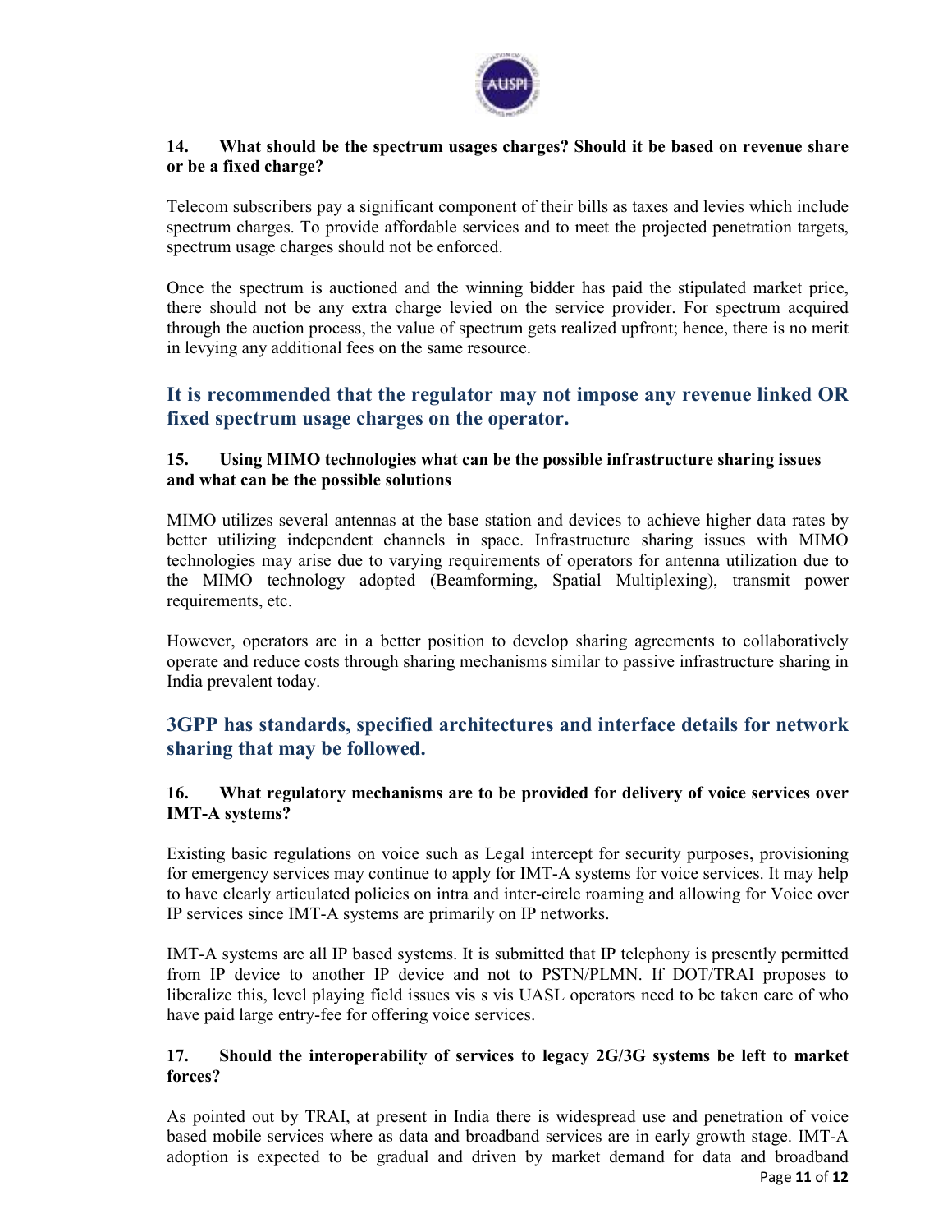**14. What should be the spectrum usages charges? Should it be based on revenue share or be a fixed charge?**

Telecom subscribers pay a significant component of their bills as taxes and levies which include spectrum charges. To provide affordable services and to meet the projected penetration targets, spectrum usage charges should not be enforced.

Once the spectrum is auctioned and the winning bidder has paid the stipulated market price, there should not be any extra charge levied on the service provider. For spectrum acquired through the auction process, the value of spectrum gets realized upfront; hence, there is no merit in levying any additional fees on the same resource.

## It is recommended that the regulator may not impose any revenue linked OR fixed spectrum usage charges on the operator.

**15. Using MIMO technologies what can be the possible infrastructure sharing issues and what can be the possible solutions**

MIMO utilizes several antennas at the base station and devices to achieve higher data rates by better utilizing independent channels in space. Infrastructure sharing issues with MIMO technologies may arise due to varying requirements of operators for antenna utilization due to the MIMO technology adopted (Beamforming, Spatial Multiplexing), transmit power requirements, etc.

However, operators are in a better position to develop sharing agreements to collaboratively operate and reduce costs through sharing mechanisms similar to passive infrastructure sharing in India prevalent today.

## 3GPP has standards, specified architectures and interface details for network sharing that may be followed.

**16. What regulatory mechanisms are to be provided for delivery of voice services over IMT-A systems?**

Existing basic regulations on voice such as Legal intercept for security purposes, provisioning for emergency services may continue to apply for IMT-A systems for voice services. It may help to have clearly articulated policies on intra and inter-circle roaming and allowing for Voice over IP services since IMT-A systems are primarily on IP networks.

IMT-A systems are all IP based systems. It is submitted that IP telephony is presently permitted from IP device to another IP device and not to PSTN/PLMN. If DOT/TRAI proposes to liberalize this, level playing field issues vis s vis UASL operators need to be taken care of who have paid large entry-fee for offering voice services.

**17. Should the interoperability of services to legacy 2G/3G systems be left to market forces?**

As pointed out by TRAI, at present in India there is widespread use and penetration of voice based mobile services where as data and broadband services are in early growth stage. IMT-A adoption is expected to be gradual and driven by market demand for data and broadband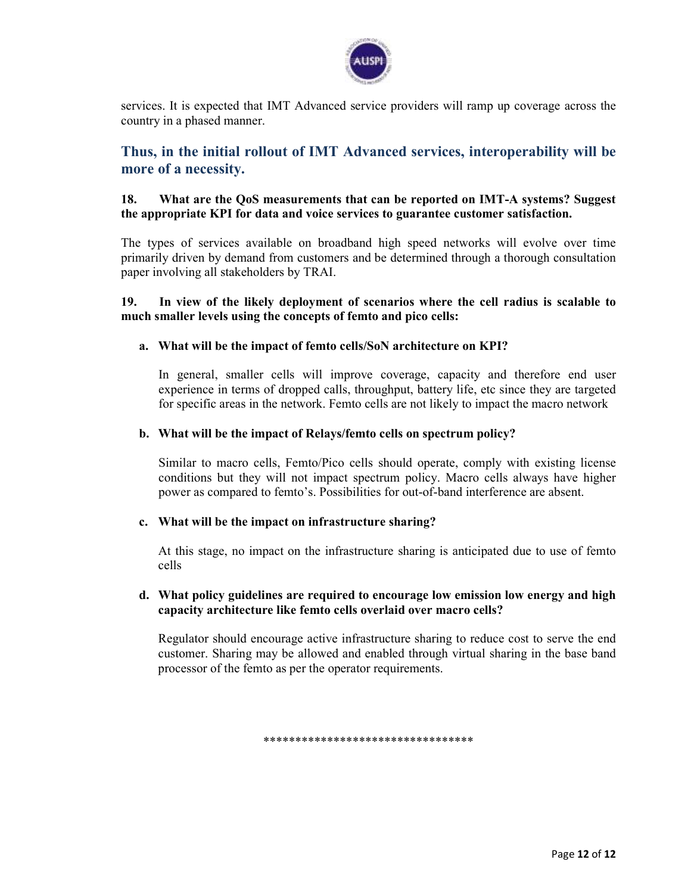services. It is expected that IMT Advanced service providers will ramp up coverage across the country in a phased manner.

## Thus, in the initial rollout of IMT Advanced services, interoperability will be more of a necessity.

**18. What are the QoS measurements that can be reported on IMT-A systems? Suggest the appropriate KPI for data and voice services to guarantee customer satisfaction.**

The types of services available on broadband high speed networks will evolve over time primarily driven by demand from customers and be determined through a thorough consultation paper involving all stakeholders by TRAI.

**19. In view of the likely deployment of scenarios where the cell radius is scalable to much smaller levels using the concepts of femto and pico cells:**

**a. What will be the impact of femto cells/SoN architecture on KPI?**

In general, smaller cells will improve coverage, capacity and therefore end user experience in terms of dropped calls, throughput, battery life, etc since they are targeted for specific areas in the network. Femto cells are not likely to impact the macro network

**b. What will be the impact of Relays/femto cells on spectrum policy?**

Similar to macro cells, Femto/Pico cells should operate, comply with existing license conditions but they will not impact spectrum policy. Macro cells always have higher power as compared to femto's. Possibilities for out-of-band interference are absent.

**c. What will be the impact on infrastructure sharing?**

At this stage, no impact on the infrastructure sharing is anticipated due to use of femto cells

**d. What policy guidelines are required to encourage low emission low energy and high capacity architecture like femto cells overlaid over macro cells?**

Regulator should encourage active infrastructure sharing to reduce cost to serve the end customer. Sharing may be allowed and enabled through virtual sharing in the base band processor of the femto as per the operator requirements.

********************************